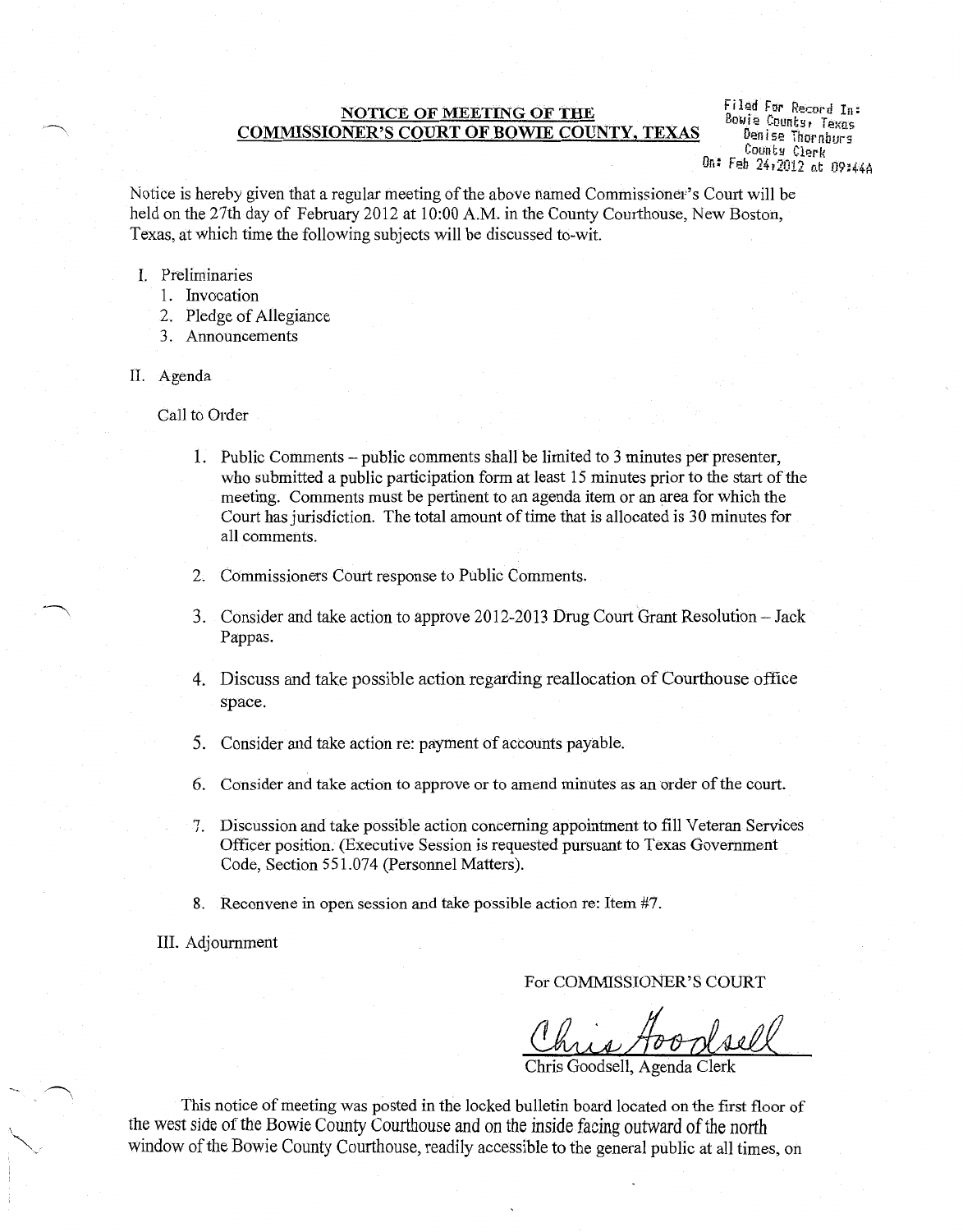**NOTICE OF MEETING OF THE**
**COMMISSIONER'S COURT OF BOWIE COUNTY, TEXAS**

Filed For Record In:
Bowie County, Texas
Denise Thornburg
County Clerk
On: Feb 24,2012 at 09:44A

Notice is hereby given that a regular meeting of the above named Commissioner's Court will be held on the 27th day of February 2012 at 10:00 A.M. in the County Courthouse, New Boston, Texas, at which time the following subjects will be discussed to-wit.

I. Preliminaries
   1. Invocation
   2. Pledge of Allegiance
   3. Announcements

II. Agenda

Call to Order

1. Public Comments – public comments shall be limited to 3 minutes per presenter, who submitted a public participation form at least 15 minutes prior to the start of the meeting. Comments must be pertinent to an agenda item or an area for which the Court has jurisdiction. The total amount of time that is allocated is 30 minutes for all comments.

2. Commissioners Court response to Public Comments.

3. Consider and take action to approve 2012-2013 Drug Court Grant Resolution – Jack Pappas.

4. Discuss and take possible action regarding reallocation of Courthouse office space.

5. Consider and take action re: payment of accounts payable.

6. Consider and take action to approve or to amend minutes as an order of the court.

7. Discussion and take possible action concerning appointment to fill Veteran Services Officer position. (Executive Session is requested pursuant to Texas Government Code, Section 551.074 (Personnel Matters).

8. Reconvene in open session and take possible action re: Item #7.

III. Adjournment

For COMMISSIONER'S COURT

Chris Goodsell

Chris Goodsell, Agenda Clerk

This notice of meeting was posted in the locked bulletin board located on the first floor of the west side of the Bowie County Courthouse and on the inside facing outward of the north window of the Bowie County Courthouse, readily accessible to the general public at all times, on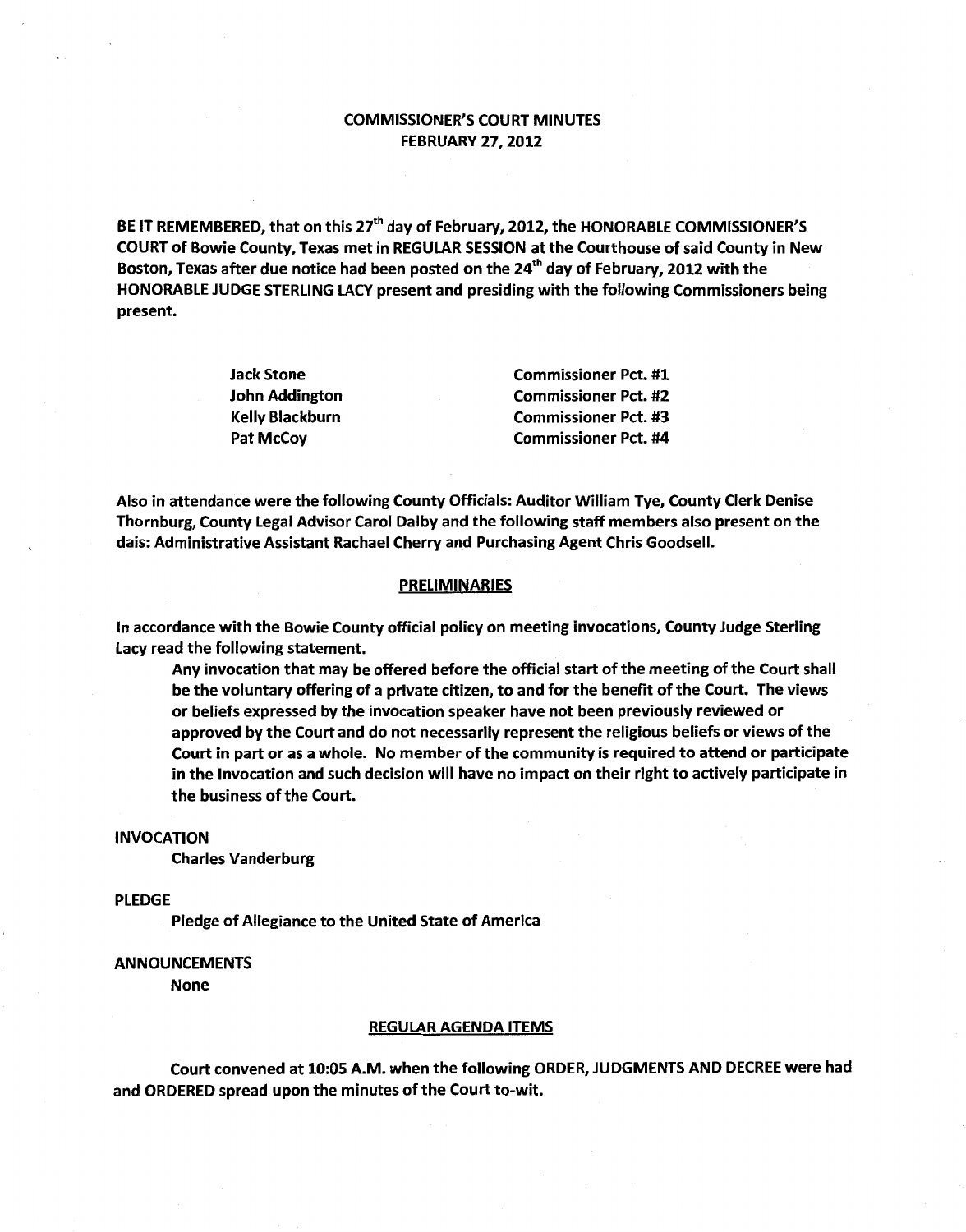# COMMISSIONER'S COURT MINUTES
## FEBRUARY 27, 2012

BE IT REMEMBERED, that on this 27th day of February, 2012, the HONORABLE COMMISSIONER'S COURT of Bowie County, Texas met in REGULAR SESSION at the Courthouse of said County in New Boston, Texas after due notice had been posted on the 24th day of February, 2012 with the HONORABLE JUDGE STERLING LACY present and presiding with the following Commissioners being present.

| | |
|---|---|
| Jack Stone | Commissioner Pct. #1 |
| John Addington | Commissioner Pct. #2 |
| Kelly Blackburn | Commissioner Pct. #3 |
| Pat McCoy | Commissioner Pct. #4 |

Also in attendance were the following County Officials: Auditor William Tye, County Clerk Denise Thornburg, County Legal Advisor Carol Dalby and the following staff members also present on the dais: Administrative Assistant Rachael Cherry and Purchasing Agent Chris Goodsell.

### PRELIMINARIES

In accordance with the Bowie County official policy on meeting invocations, County Judge Sterling Lacy read the following statement.

> Any invocation that may be offered before the official start of the meeting of the Court shall be the voluntary offering of a private citizen, to and for the benefit of the Court. The views or beliefs expressed by the invocation speaker have not been previously reviewed or approved by the Court and do not necessarily represent the religious beliefs or views of the Court in part or as a whole. No member of the community is required to attend or participate in the Invocation and such decision will have no impact on their right to actively participate in the business of the Court.

INVOCATION

Charles Vanderburg

PLEDGE

Pledge of Allegiance to the United State of America

ANNOUNCEMENTS

None

### REGULAR AGENDA ITEMS

Court convened at 10:05 A.M. when the following ORDER, JUDGMENTS AND DECREE were had and ORDERED spread upon the minutes of the Court to-wit.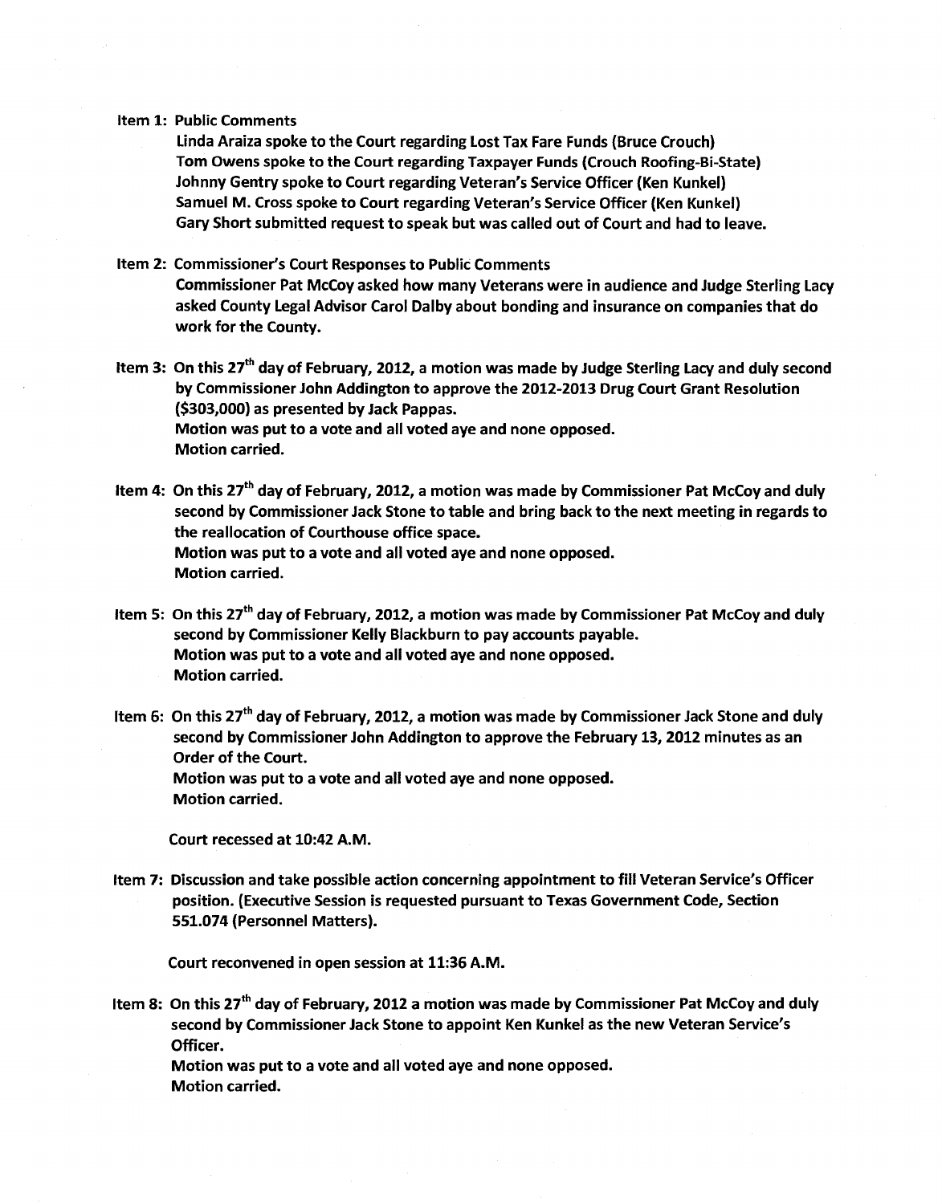**Item 1: Public Comments**

**Linda Araiza spoke to the Court regarding Lost Tax Fare Funds (Bruce Crouch)**
**Tom Owens spoke to the Court regarding Taxpayer Funds (Crouch Roofing-Bi-State)**
**Johnny Gentry spoke to Court regarding Veteran's Service Officer (Ken Kunkel)**
**Samuel M. Cross spoke to Court regarding Veteran's Service Officer (Ken Kunkel)**
**Gary Short submitted request to speak but was called out of Court and had to leave.**

**Item 2: Commissioner's Court Responses to Public Comments**

**Commissioner Pat McCoy asked how many Veterans were in audience and Judge Sterling Lacy asked County Legal Advisor Carol Dalby about bonding and insurance on companies that do work for the County.**

**Item 3: On this 27th day of February, 2012, a motion was made by Judge Sterling Lacy and duly second by Commissioner John Addington to approve the 2012-2013 Drug Court Grant Resolution ($303,000) as presented by Jack Pappas.**
**Motion was put to a vote and all voted aye and none opposed.**
**Motion carried.**

**Item 4: On this 27th day of February, 2012, a motion was made by Commissioner Pat McCoy and duly second by Commissioner Jack Stone to table and bring back to the next meeting in regards to the reallocation of Courthouse office space.**
**Motion was put to a vote and all voted aye and none opposed.**
**Motion carried.**

**Item 5: On this 27th day of February, 2012, a motion was made by Commissioner Pat McCoy and duly second by Commissioner Kelly Blackburn to pay accounts payable.**
**Motion was put to a vote and all voted aye and none opposed.**
**Motion carried.**

**Item 6: On this 27th day of February, 2012, a motion was made by Commissioner Jack Stone and duly second by Commissioner John Addington to approve the February 13, 2012 minutes as an Order of the Court.**
**Motion was put to a vote and all voted aye and none opposed.**
**Motion carried.**

**Court recessed at 10:42 A.M.**

**Item 7: Discussion and take possible action concerning appointment to fill Veteran Service's Officer position. (Executive Session is requested pursuant to Texas Government Code, Section 551.074 (Personnel Matters).**

**Court reconvened in open session at 11:36 A.M.**

**Item 8: On this 27th day of February, 2012 a motion was made by Commissioner Pat McCoy and duly second by Commissioner Jack Stone to appoint Ken Kunkel as the new Veteran Service's Officer.**
**Motion was put to a vote and all voted aye and none opposed.**
**Motion carried.**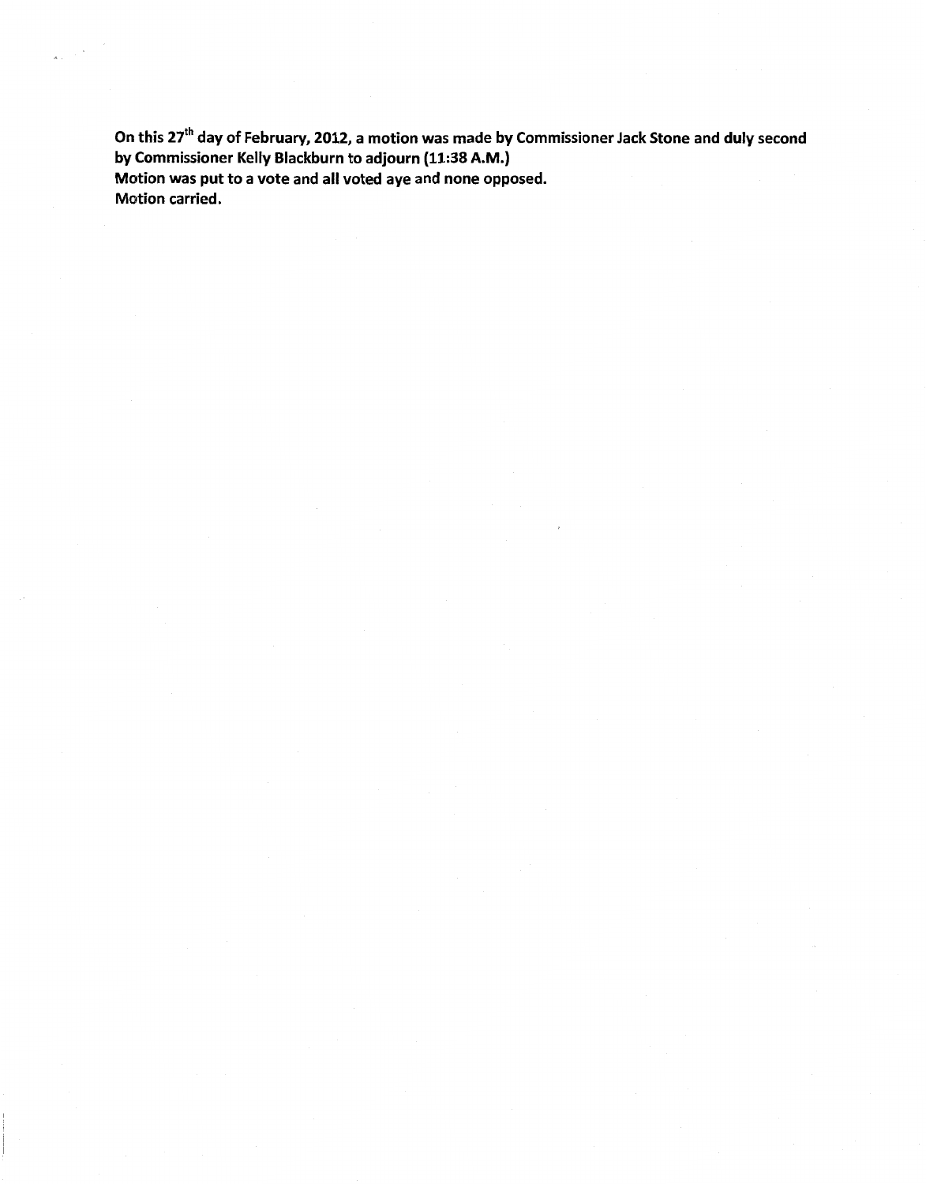**On this 27th day of February, 2012, a motion was made by Commissioner Jack Stone and duly second by Commissioner Kelly Blackburn to adjourn (11:38 A.M.)**
**Motion was put to a vote and all voted aye and none opposed.**
**Motion carried.**